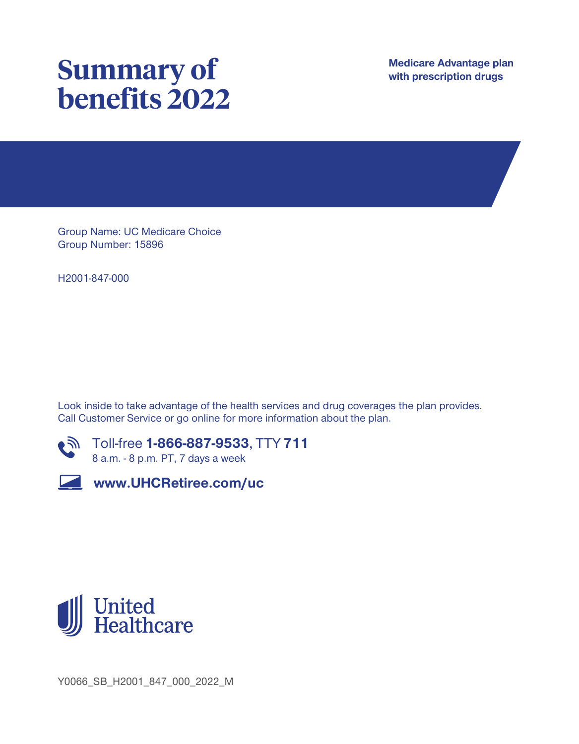# Summary of benefits 2022

**Medicare Advantage plan with prescription drugs**

Group Name: UC Medicare Choice
Group Number: 15896

H2001-847-000

Look inside to take advantage of the health services and drug coverages the plan provides. Call Customer Service or go online for more information about the plan.

Toll-free **1-866-887-9533**, TTY **711**
8 a.m. - 8 p.m. PT, 7 days a week

**www.UHCRetiree.com/uc**

United Healthcare

Y0066_SB_H2001_847_000_2022_M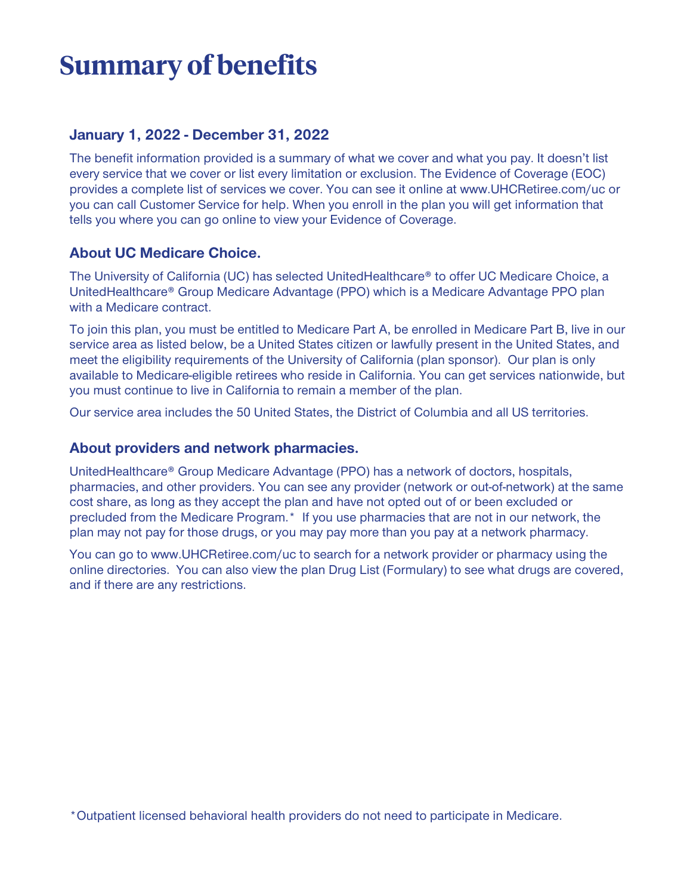# Summary of benefits

### January 1, 2022 - December 31, 2022

The benefit information provided is a summary of what we cover and what you pay. It doesn't list every service that we cover or list every limitation or exclusion. The Evidence of Coverage (EOC) provides a complete list of services we cover. You can see it online at www.UHCRetiree.com/uc or you can call Customer Service for help. When you enroll in the plan you will get information that tells you where you can go online to view your Evidence of Coverage.

### About UC Medicare Choice.

The University of California (UC) has selected UnitedHealthcare® to offer UC Medicare Choice, a UnitedHealthcare® Group Medicare Advantage (PPO) which is a Medicare Advantage PPO plan with a Medicare contract.

To join this plan, you must be entitled to Medicare Part A, be enrolled in Medicare Part B, live in our service area as listed below, be a United States citizen or lawfully present in the United States, and meet the eligibility requirements of the University of California (plan sponsor). Our plan is only available to Medicare-eligible retirees who reside in California. You can get services nationwide, but you must continue to live in California to remain a member of the plan.

Our service area includes the 50 United States, the District of Columbia and all US territories.

### About providers and network pharmacies.

UnitedHealthcare® Group Medicare Advantage (PPO) has a network of doctors, hospitals, pharmacies, and other providers. You can see any provider (network or out-of-network) at the same cost share, as long as they accept the plan and have not opted out of or been excluded or precluded from the Medicare Program.* If you use pharmacies that are not in our network, the plan may not pay for those drugs, or you may pay more than you pay at a network pharmacy.

You can go to www.UHCRetiree.com/uc to search for a network provider or pharmacy using the online directories. You can also view the plan Drug List (Formulary) to see what drugs are covered, and if there are any restrictions.

*Outpatient licensed behavioral health providers do not need to participate in Medicare.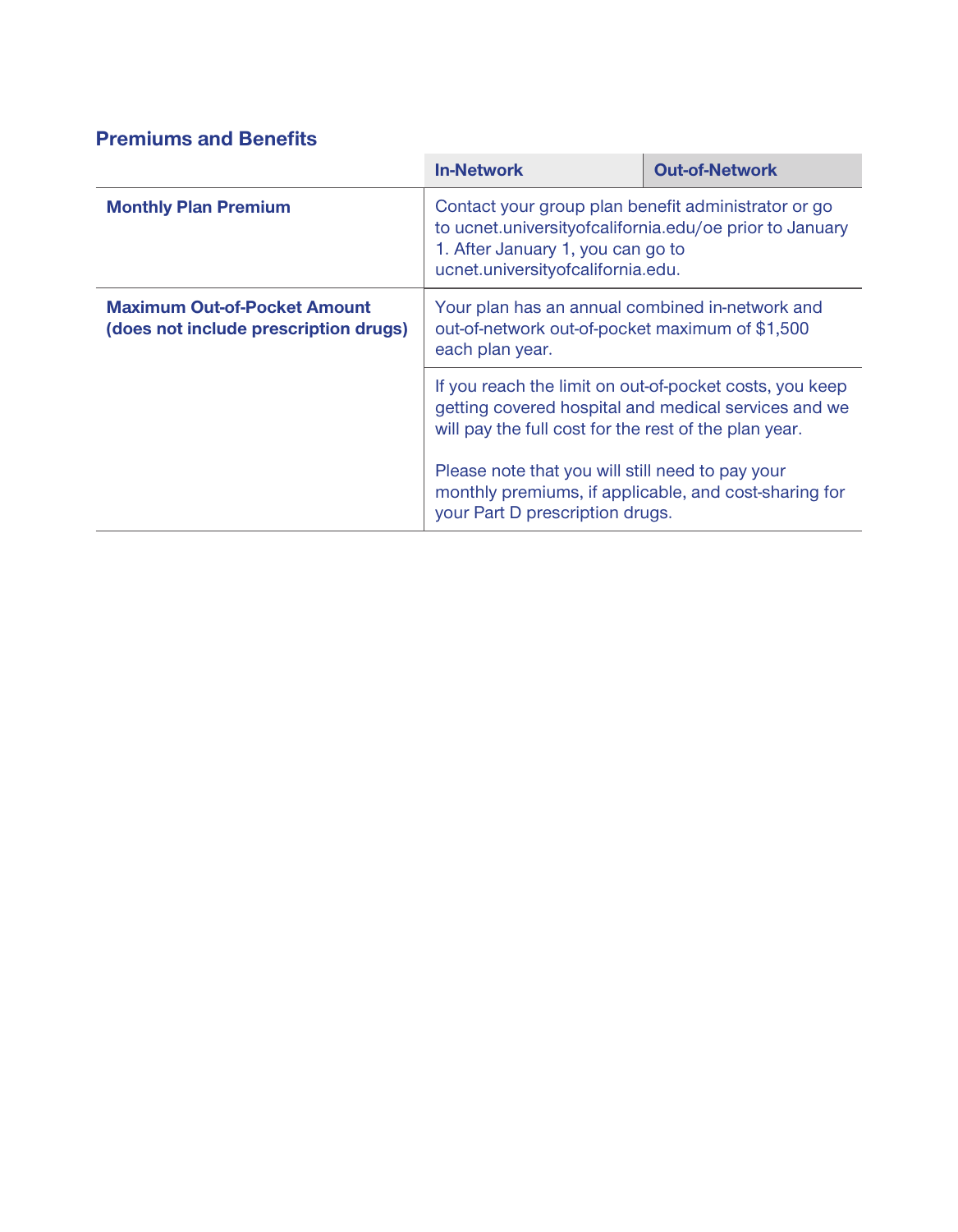## Premiums and Benefits

| | In-Network | Out-of-Network |
|---|---|---|
| **Monthly Plan Premium** | Contact your group plan benefit administrator or go to ucnet.universityofcalifornia.edu/oe prior to January 1. After January 1, you can go to ucnet.universityofcalifornia.edu. | |
| **Maximum Out-of-Pocket Amount (does not include prescription drugs)** | Your plan has an annual combined in-network and out-of-network out-of-pocket maximum of $1,500 each plan year. | |
| | If you reach the limit on out-of-pocket costs, you keep getting covered hospital and medical services and we will pay the full cost for the rest of the plan year.<br><br>Please note that you will still need to pay your monthly premiums, if applicable, and cost-sharing for your Part D prescription drugs. | |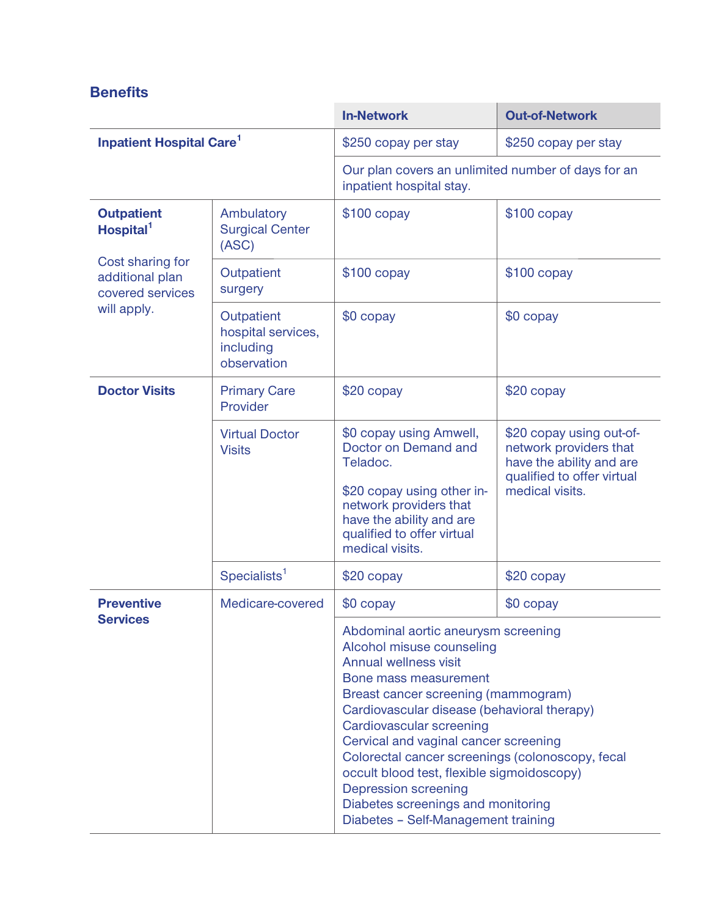## Benefits

| | | In-Network | Out-of-Network |
|---|---|---|---|
| **Inpatient Hospital Care**[1] | | $250 copay per stay | $250 copay per stay |
| | | Our plan covers an unlimited number of days for an inpatient hospital stay. | |
| **Outpatient Hospital**[1] Cost sharing for additional plan covered services will apply. | Ambulatory Surgical Center (ASC) | $100 copay | $100 copay |
| | Outpatient surgery | $100 copay | $100 copay |
| | Outpatient hospital services, including observation | $0 copay | $0 copay |
| **Doctor Visits** | Primary Care Provider | $20 copay | $20 copay |
| | Virtual Doctor Visits | $0 copay using Amwell, Doctor on Demand and Teladoc. $20 copay using other in-network providers that have the ability and are qualified to offer virtual medical visits. | $20 copay using out-of-network providers that have the ability and are qualified to offer virtual medical visits. |
| | Specialists[1] | $20 copay | $20 copay |
| **Preventive Services** | Medicare-covered | $0 copay | $0 copay |
| | | Abdominal aortic aneurysm screening<br>Alcohol misuse counseling<br>Annual wellness visit<br>Bone mass measurement<br>Breast cancer screening (mammogram)<br>Cardiovascular disease (behavioral therapy)<br>Cardiovascular screening<br>Cervical and vaginal cancer screening<br>Colorectal cancer screenings (colonoscopy, fecal occult blood test, flexible sigmoidoscopy)<br>Depression screening<br>Diabetes screenings and monitoring<br>Diabetes – Self-Management training | |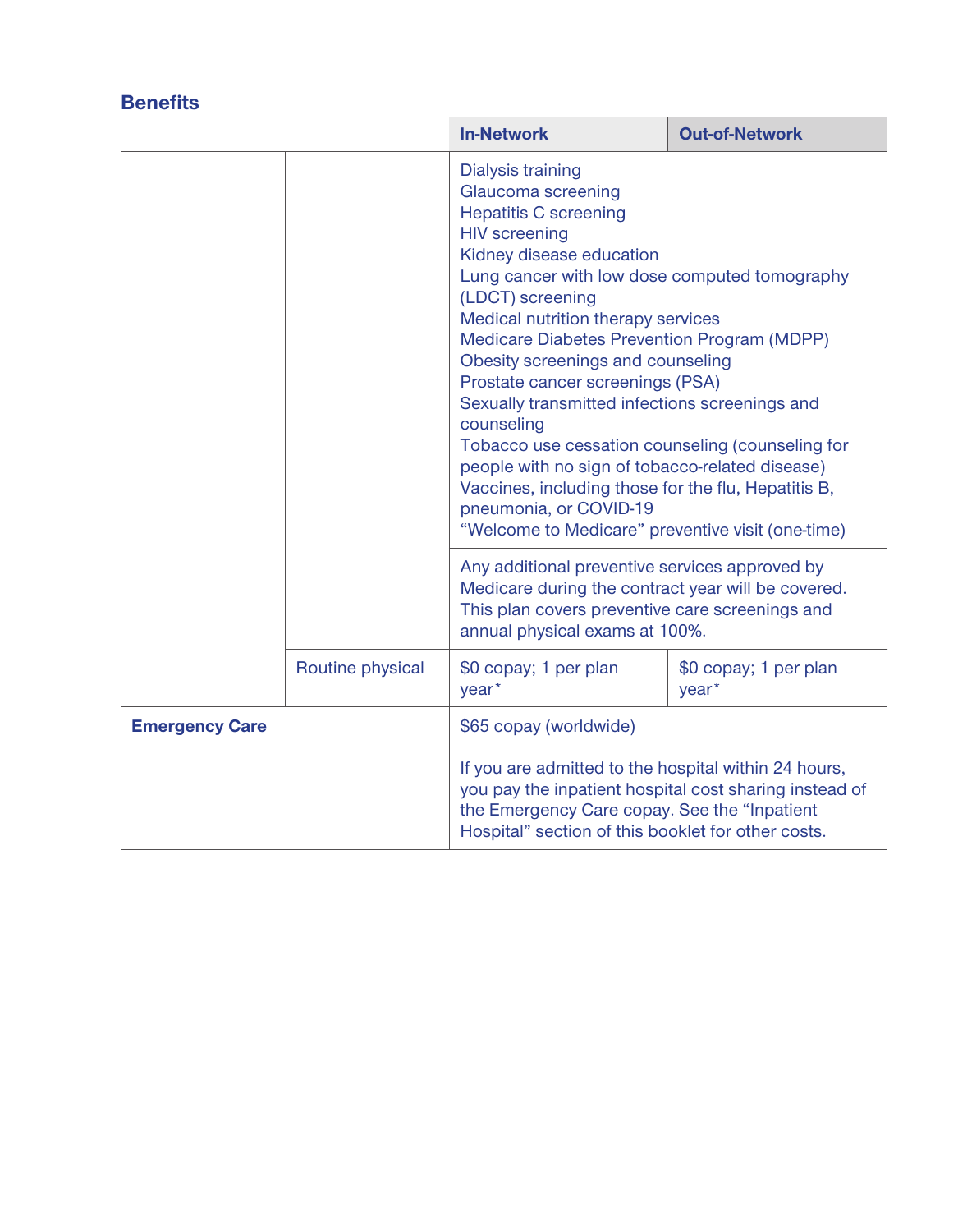## Benefits

| | | In-Network | Out-of-Network |
|---|---|---|---|
| | | Dialysis training<br>Glaucoma screening<br>Hepatitis C screening<br>HIV screening<br>Kidney disease education<br>Lung cancer with low dose computed tomography (LDCT) screening<br>Medical nutrition therapy services<br>Medicare Diabetes Prevention Program (MDPP)<br>Obesity screenings and counseling<br>Prostate cancer screenings (PSA)<br>Sexually transmitted infections screenings and counseling<br>Tobacco use cessation counseling (counseling for people with no sign of tobacco-related disease)<br>Vaccines, including those for the flu, Hepatitis B, pneumonia, or COVID-19<br>"Welcome to Medicare" preventive visit (one-time) | |
| | | Any additional preventive services approved by Medicare during the contract year will be covered. This plan covers preventive care screenings and annual physical exams at 100%. | |
| | Routine physical | $0 copay; 1 per plan year* | $0 copay; 1 per plan year* |
| **Emergency Care** | | $65 copay (worldwide)<br><br>If you are admitted to the hospital within 24 hours, you pay the inpatient hospital cost sharing instead of the Emergency Care copay. See the "Inpatient Hospital" section of this booklet for other costs. | |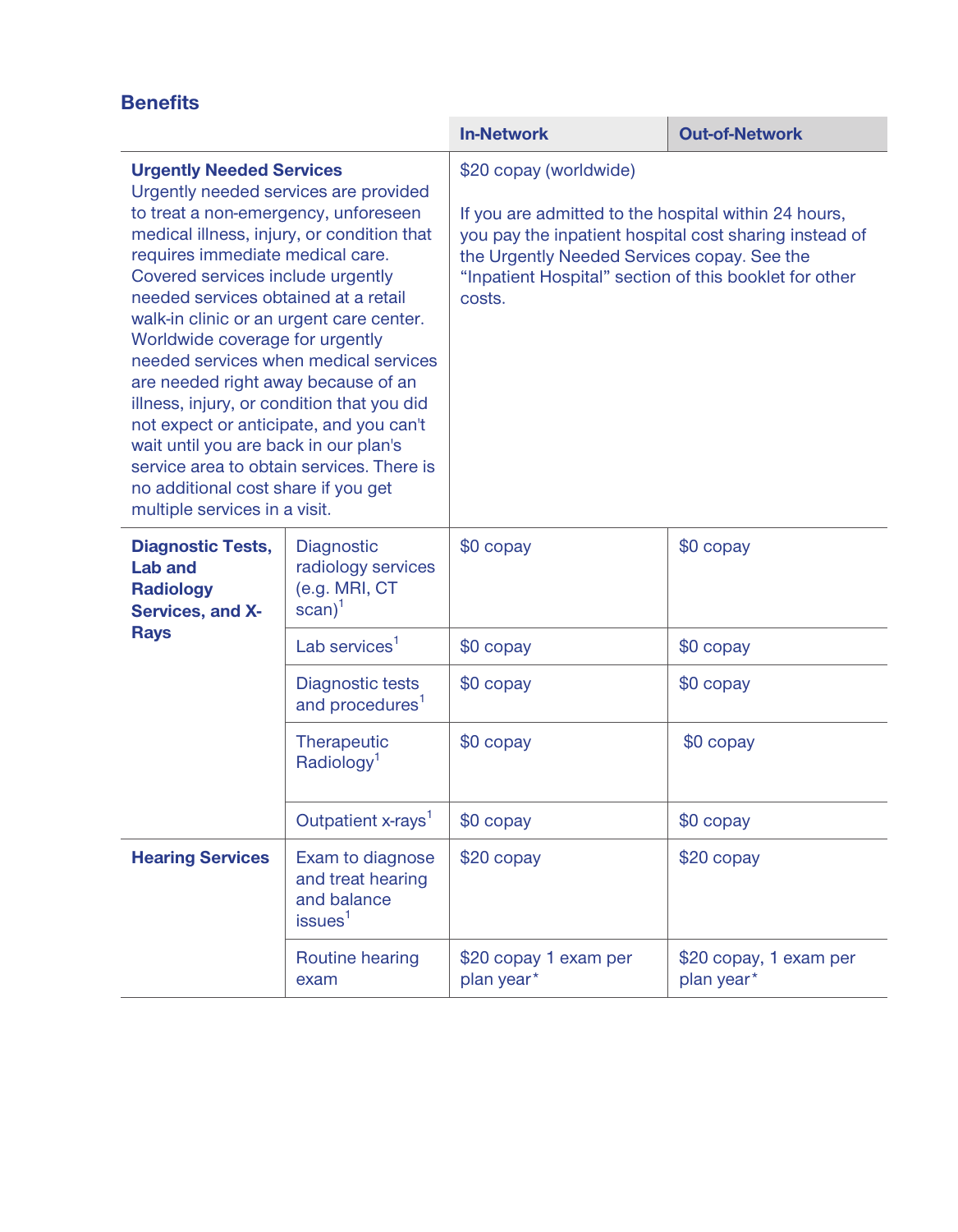## Benefits

| | | In-Network | Out-of-Network |
|---|---|---|---|
| **Urgently Needed Services** Urgently needed services are provided to treat a non-emergency, unforeseen medical illness, injury, or condition that requires immediate medical care. Covered services include urgently needed services obtained at a retail walk-in clinic or an urgent care center. Worldwide coverage for urgently needed services when medical services are needed right away because of an illness, injury, or condition that you did not expect or anticipate, and you can't wait until you are back in our plan's service area to obtain services. There is no additional cost share if you get multiple services in a visit. | | $20 copay (worldwide)<br><br>If you are admitted to the hospital within 24 hours, you pay the inpatient hospital cost sharing instead of the Urgently Needed Services copay. See the "Inpatient Hospital" section of this booklet for other costs. | |
| **Diagnostic Tests, Lab and Radiology Services, and X-Rays** | Diagnostic radiology services (e.g. MRI, CT scan)[1] | $0 copay | $0 copay |
| | Lab services[1] | $0 copay | $0 copay |
| | Diagnostic tests and procedures[1] | $0 copay | $0 copay |
| | Therapeutic Radiology[1] | $0 copay | $0 copay |
| | Outpatient x-rays[1] | $0 copay | $0 copay |
| **Hearing Services** | Exam to diagnose and treat hearing and balance issues[1] | $20 copay | $20 copay |
| | Routine hearing exam | $20 copay 1 exam per plan year* | $20 copay, 1 exam per plan year* |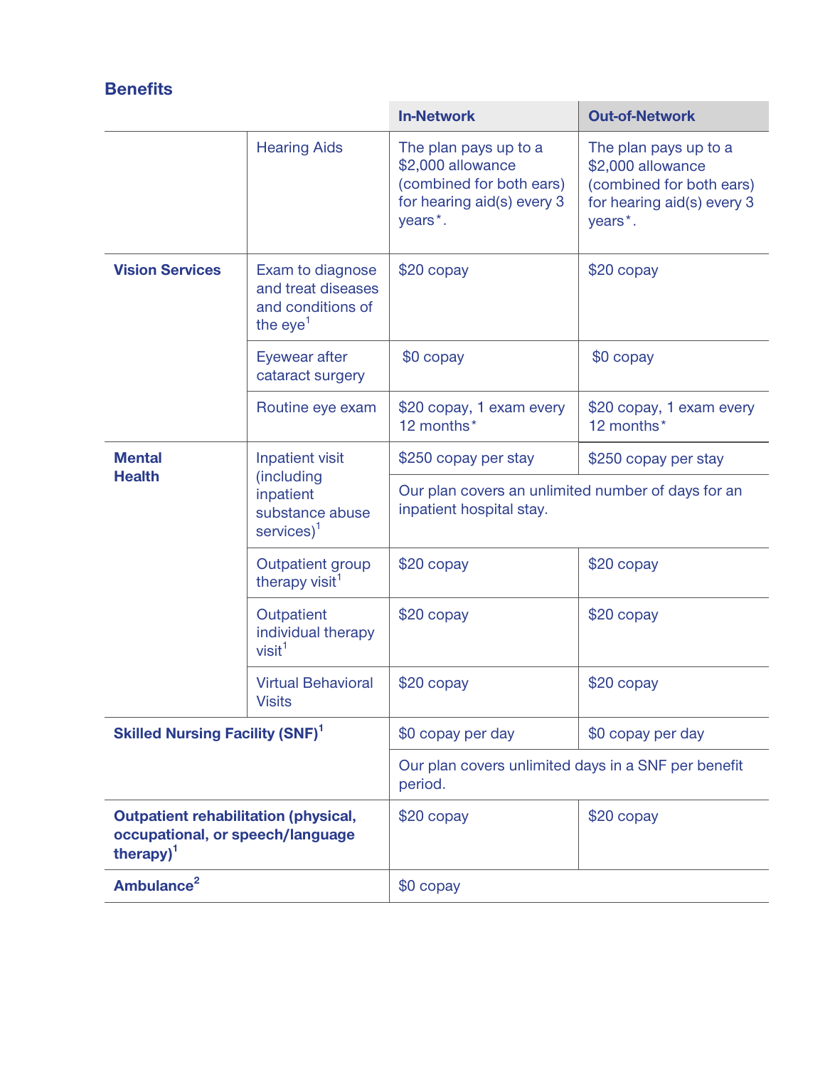## Benefits

| | | In-Network | Out-of-Network |
|---|---|---|---|
| | Hearing Aids | The plan pays up to a $2,000 allowance (combined for both ears) for hearing aid(s) every 3 years*. | The plan pays up to a $2,000 allowance (combined for both ears) for hearing aid(s) every 3 years*. |
| **Vision Services** | Exam to diagnose and treat diseases and conditions of the eye[1] | $20 copay | $20 copay |
| | Eyewear after cataract surgery | $0 copay | $0 copay |
| | Routine eye exam | $20 copay, 1 exam every 12 months* | $20 copay, 1 exam every 12 months* |
| **Mental Health** | Inpatient visit (including inpatient substance abuse services)[1] | $250 copay per stay | $250 copay per stay |
| | | Our plan covers an unlimited number of days for an inpatient hospital stay. | |
| | Outpatient group therapy visit[1] | $20 copay | $20 copay |
| | Outpatient individual therapy visit[1] | $20 copay | $20 copay |
| | Virtual Behavioral Visits | $20 copay | $20 copay |
| **Skilled Nursing Facility (SNF)[1]** | | $0 copay per day | $0 copay per day |
| | | Our plan covers unlimited days in a SNF per benefit period. | |
| **Outpatient rehabilitation (physical, occupational, or speech/language therapy)[1]** | | $20 copay | $20 copay |
| **Ambulance[2]** | | $0 copay | |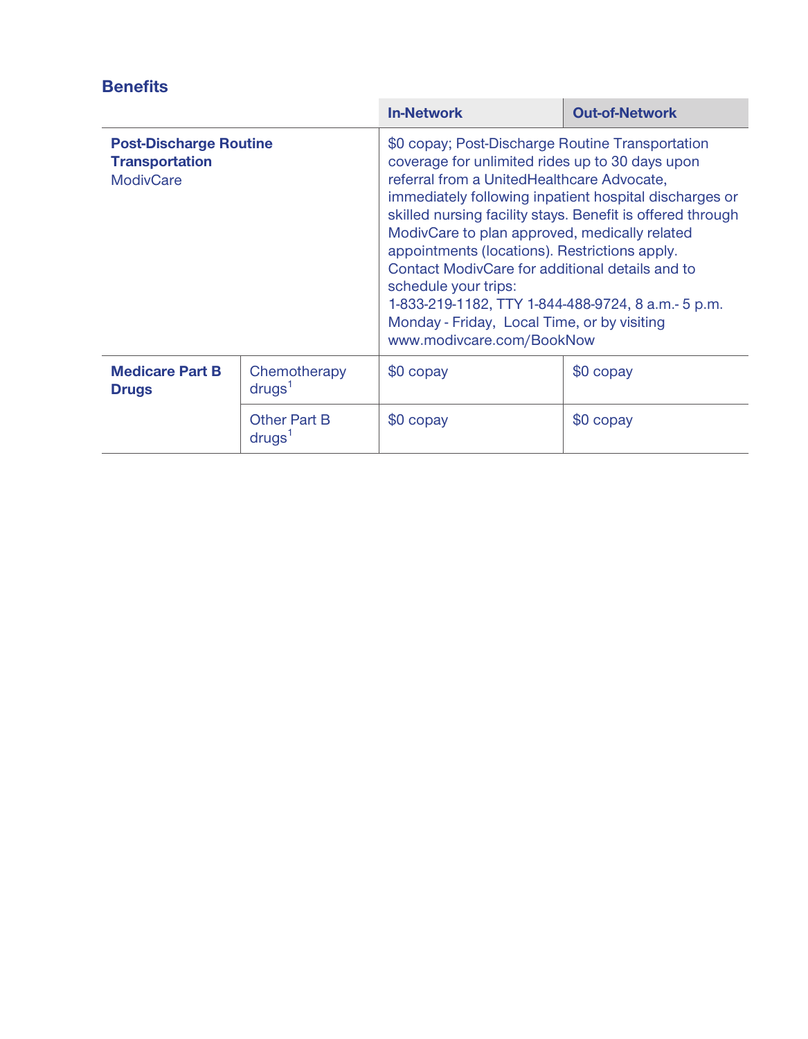## Benefits

| | | In-Network | Out-of-Network |
|---|---|---|---|
| **Post-Discharge Routine Transportation** ModivCare | | $0 copay; Post-Discharge Routine Transportation coverage for unlimited rides up to 30 days upon referral from a UnitedHealthcare Advocate, immediately following inpatient hospital discharges or skilled nursing facility stays. Benefit is offered through ModivCare to plan approved, medically related appointments (locations). Restrictions apply. Contact ModivCare for additional details and to schedule your trips: 1-833-219-1182, TTY 1-844-488-9724, 8 a.m.- 5 p.m. Monday - Friday, Local Time, or by visiting www.modivcare.com/BookNow | |
| **Medicare Part B Drugs** | Chemotherapy drugs[1] | $0 copay | $0 copay |
| | Other Part B drugs[1] | $0 copay | $0 copay |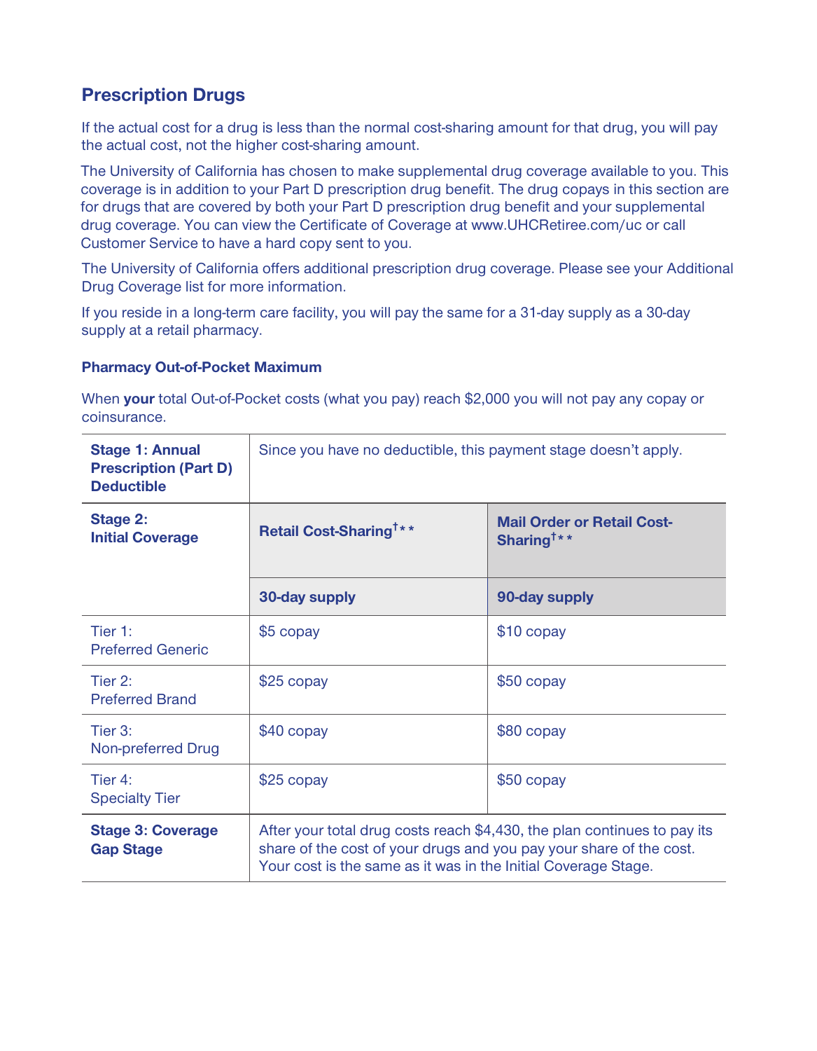## Prescription Drugs

If the actual cost for a drug is less than the normal cost-sharing amount for that drug, you will pay the actual cost, not the higher cost-sharing amount.

The University of California has chosen to make supplemental drug coverage available to you. This coverage is in addition to your Part D prescription drug benefit. The drug copays in this section are for drugs that are covered by both your Part D prescription drug benefit and your supplemental drug coverage. You can view the Certificate of Coverage at www.UHCRetiree.com/uc or call Customer Service to have a hard copy sent to you.

The University of California offers additional prescription drug coverage. Please see your Additional Drug Coverage list for more information.

If you reside in a long-term care facility, you will pay the same for a 31-day supply as a 30-day supply at a retail pharmacy.

### Pharmacy Out-of-Pocket Maximum

When **your** total Out-of-Pocket costs (what you pay) reach $2,000 you will not pay any copay or coinsurance.

| | | |
|---|---|---|
| **Stage 1: Annual Prescription (Part D) Deductible** | Since you have no deductible, this payment stage doesn't apply. | |
| **Stage 2: Initial Coverage** | **Retail Cost-Sharing†\*\*** | **Mail Order or Retail Cost-Sharing†\*\*** |
| | **30-day supply** | **90-day supply** |
| Tier 1: Preferred Generic | $5 copay | $10 copay |
| Tier 2: Preferred Brand | $25 copay | $50 copay |
| Tier 3: Non-preferred Drug | $40 copay | $80 copay |
| Tier 4: Specialty Tier | $25 copay | $50 copay |
| **Stage 3: Coverage Gap Stage** | After your total drug costs reach $4,430, the plan continues to pay its share of the cost of your drugs and you pay your share of the cost. Your cost is the same as it was in the Initial Coverage Stage. | |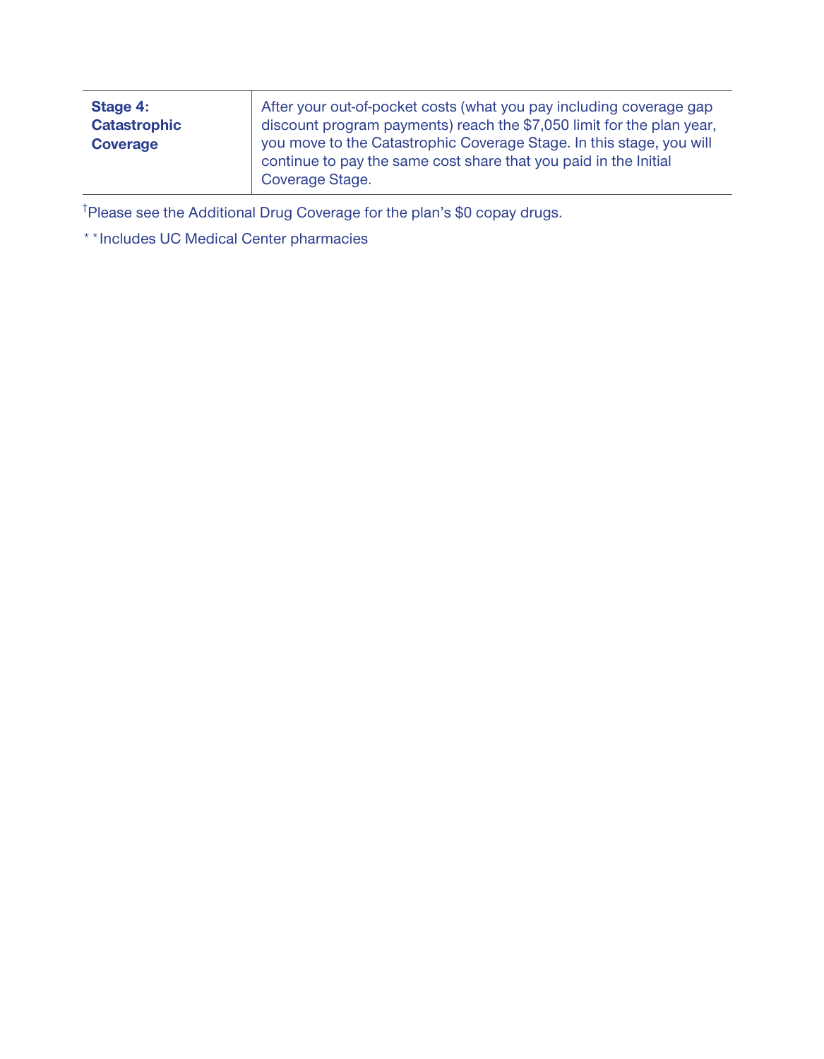| | |
|---|---|
| **Stage 4: Catastrophic Coverage** | After your out-of-pocket costs (what you pay including coverage gap discount program payments) reach the $7,050 limit for the plan year, you move to the Catastrophic Coverage Stage. In this stage, you will continue to pay the same cost share that you paid in the Initial Coverage Stage. |

†Please see the Additional Drug Coverage for the plan's $0 copay drugs.

**Includes UC Medical Center pharmacies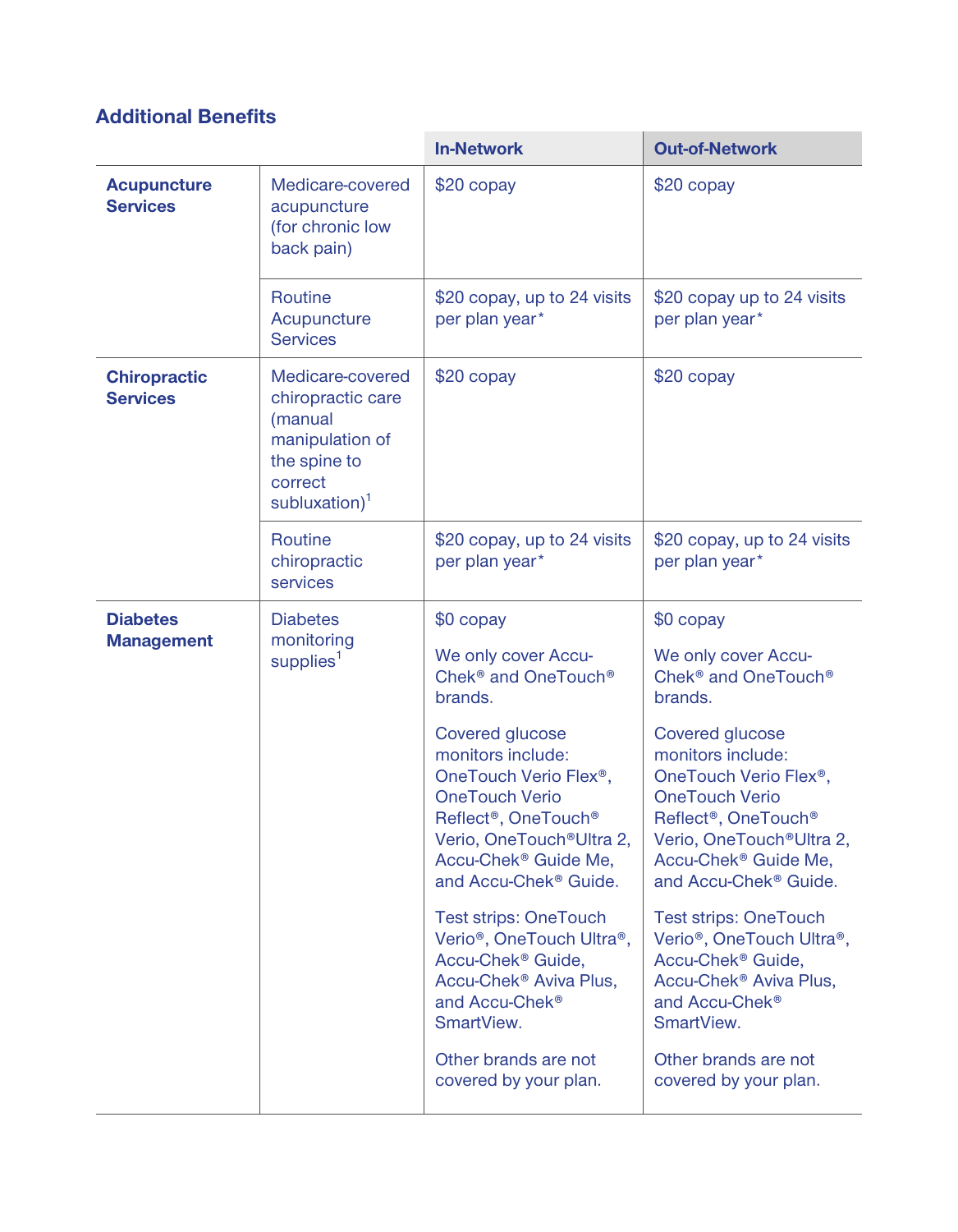## Additional Benefits

| | | In-Network | Out-of-Network |
|---|---|---|---|
| **Acupuncture Services** | Medicare-covered acupuncture (for chronic low back pain) | $20 copay | $20 copay |
| | Routine Acupuncture Services | $20 copay, up to 24 visits per plan year* | $20 copay up to 24 visits per plan year* |
| **Chiropractic Services** | Medicare-covered chiropractic care (manual manipulation of the spine to correct subluxation)[1] | $20 copay | $20 copay |
| | Routine chiropractic services | $20 copay, up to 24 visits per plan year* | $20 copay, up to 24 visits per plan year* |
| **Diabetes Management** | Diabetes monitoring supplies[1] | $0 copay<br><br>We only cover Accu-Chek® and OneTouch® brands.<br><br>Covered glucose monitors include: OneTouch Verio Flex®, OneTouch Verio Reflect®, OneTouch® Verio, OneTouch®Ultra 2, Accu-Chek® Guide Me, and Accu-Chek® Guide.<br><br>Test strips: OneTouch Verio®, OneTouch Ultra®, Accu-Chek® Guide, Accu-Chek® Aviva Plus, and Accu-Chek® SmartView.<br><br>Other brands are not covered by your plan. | $0 copay<br><br>We only cover Accu-Chek® and OneTouch® brands.<br><br>Covered glucose monitors include: OneTouch Verio Flex®, OneTouch Verio Reflect®, OneTouch® Verio, OneTouch®Ultra 2, Accu-Chek® Guide Me, and Accu-Chek® Guide.<br><br>Test strips: OneTouch Verio®, OneTouch Ultra®, Accu-Chek® Guide, Accu-Chek® Aviva Plus, and Accu-Chek® SmartView.<br><br>Other brands are not covered by your plan. |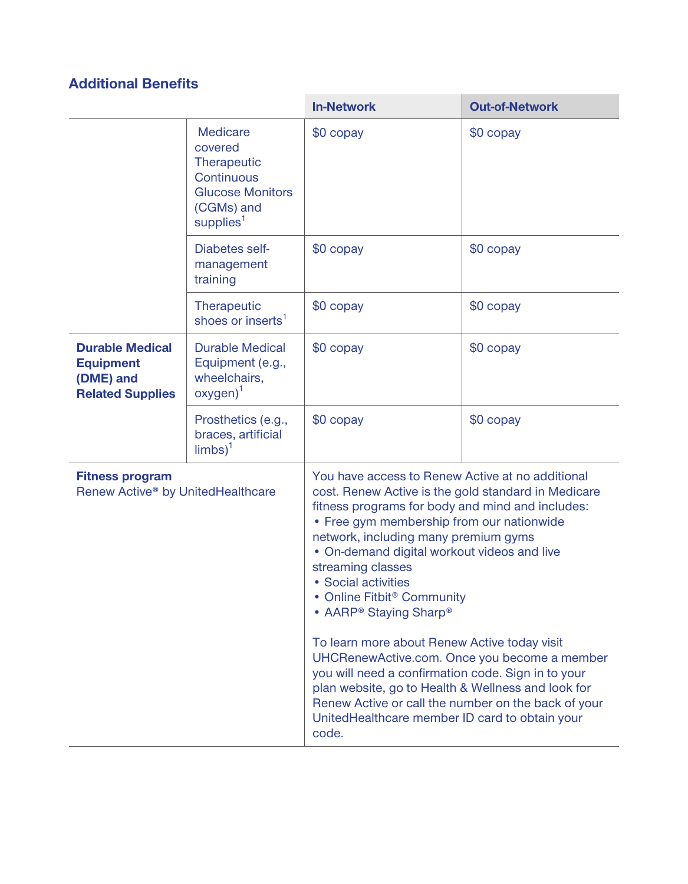## Additional Benefits

| | | In-Network | Out-of-Network |
|---|---|---|---|
| | Medicare covered Therapeutic Continuous Glucose Monitors (CGMs) and supplies[1] | $0 copay | $0 copay |
| | Diabetes self-management training | $0 copay | $0 copay |
| | Therapeutic shoes or inserts[1] | $0 copay | $0 copay |
| **Durable Medical Equipment (DME) and Related Supplies** | Durable Medical Equipment (e.g., wheelchairs, oxygen)[1] | $0 copay | $0 copay |
| | Prosthetics (e.g., braces, artificial limbs)[1] | $0 copay | $0 copay |
| **Fitness program** Renew Active® by UnitedHealthcare | | You have access to Renew Active at no additional cost. Renew Active is the gold standard in Medicare fitness programs for body and mind and includes: • Free gym membership from our nationwide network, including many premium gyms • On-demand digital workout videos and live streaming classes • Social activities • Online Fitbit® Community • AARP® Staying Sharp® <br><br> To learn more about Renew Active today visit UHCRenewActive.com. Once you become a member you will need a confirmation code. Sign in to your plan website, go to Health & Wellness and look for Renew Active or call the number on the back of your UnitedHealthcare member ID card to obtain your code. | |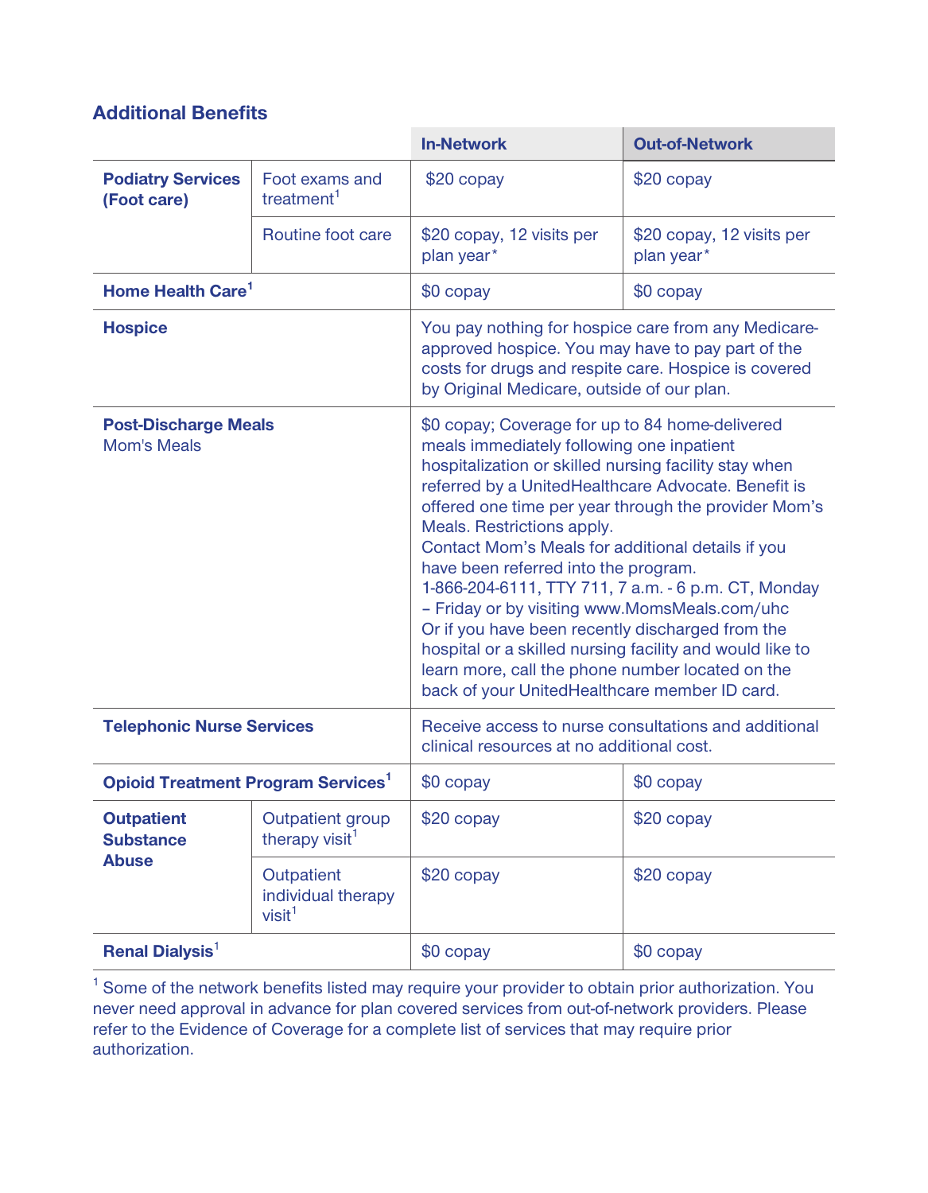## Additional Benefits

| | | In-Network | Out-of-Network |
|---|---|---|---|
| **Podiatry Services (Foot care)** | Foot exams and treatment[1] | $20 copay | $20 copay |
| | Routine foot care | $20 copay, 12 visits per plan year* | $20 copay, 12 visits per plan year* |
| **Home Health Care[1]** | | $0 copay | $0 copay |
| **Hospice** | | You pay nothing for hospice care from any Medicare-approved hospice. You may have to pay part of the costs for drugs and respite care. Hospice is covered by Original Medicare, outside of our plan. | |
| **Post-Discharge Meals** Mom's Meals | | $0 copay; Coverage for up to 84 home-delivered meals immediately following one inpatient hospitalization or skilled nursing facility stay when referred by a UnitedHealthcare Advocate. Benefit is offered one time per year through the provider Mom's Meals. Restrictions apply. Contact Mom's Meals for additional details if you have been referred into the program. 1-866-204-6111, TTY 711, 7 a.m. - 6 p.m. CT, Monday – Friday or by visiting www.MomsMeals.com/uhc Or if you have been recently discharged from the hospital or a skilled nursing facility and would like to learn more, call the phone number located on the back of your UnitedHealthcare member ID card. | |
| **Telephonic Nurse Services** | | Receive access to nurse consultations and additional clinical resources at no additional cost. | |
| **Opioid Treatment Program Services[1]** | | $0 copay | $0 copay |
| **Outpatient Substance Abuse** | Outpatient group therapy visit[1] | $20 copay | $20 copay |
| | Outpatient individual therapy visit[1] | $20 copay | $20 copay |
| **Renal Dialysis[1]** | | $0 copay | $0 copay |

[1] Some of the network benefits listed may require your provider to obtain prior authorization. You never need approval in advance for plan covered services from out-of-network providers. Please refer to the Evidence of Coverage for a complete list of services that may require prior authorization.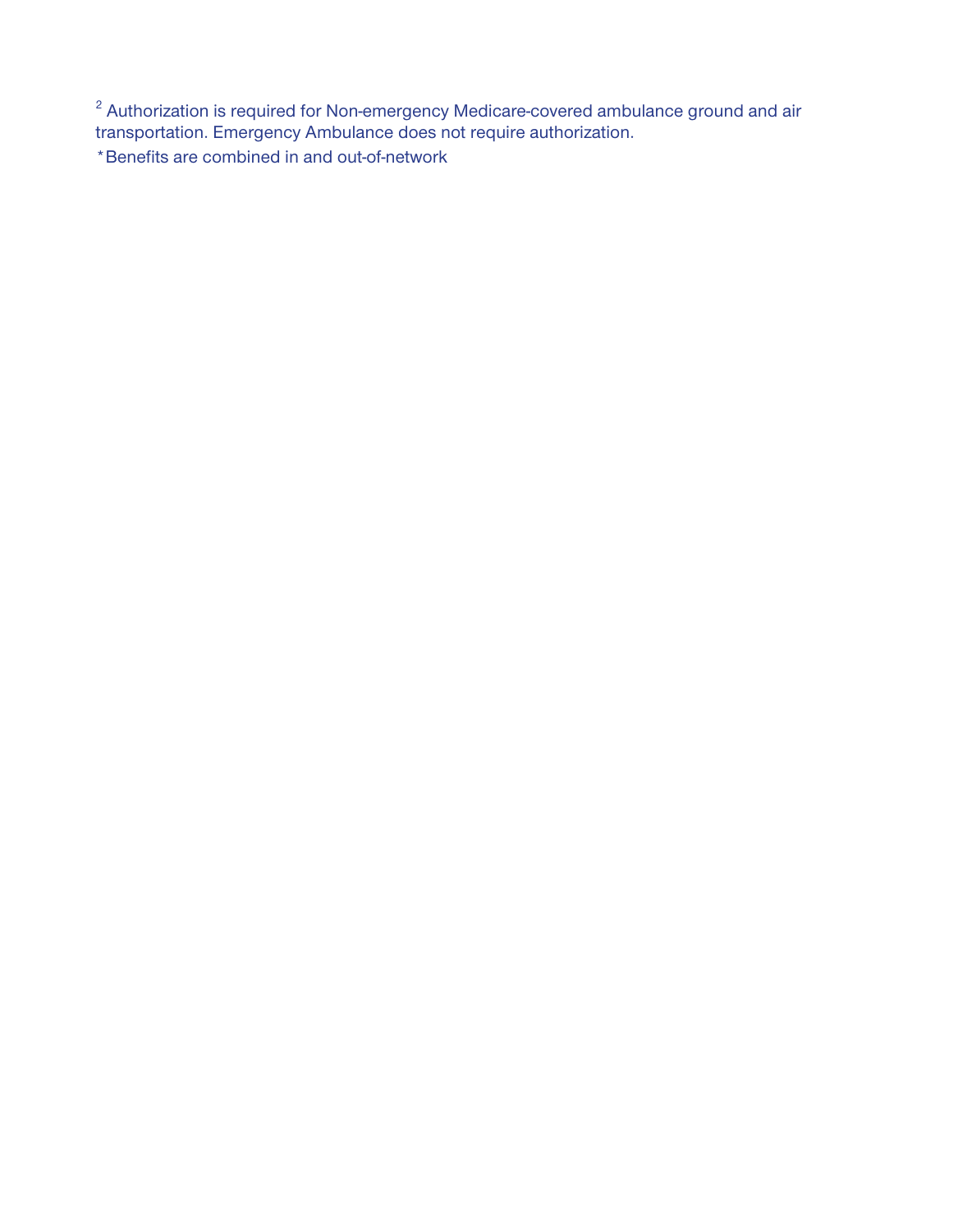[2] Authorization is required for Non-emergency Medicare-covered ambulance ground and air transportation. Emergency Ambulance does not require authorization.

*Benefits are combined in and out-of-network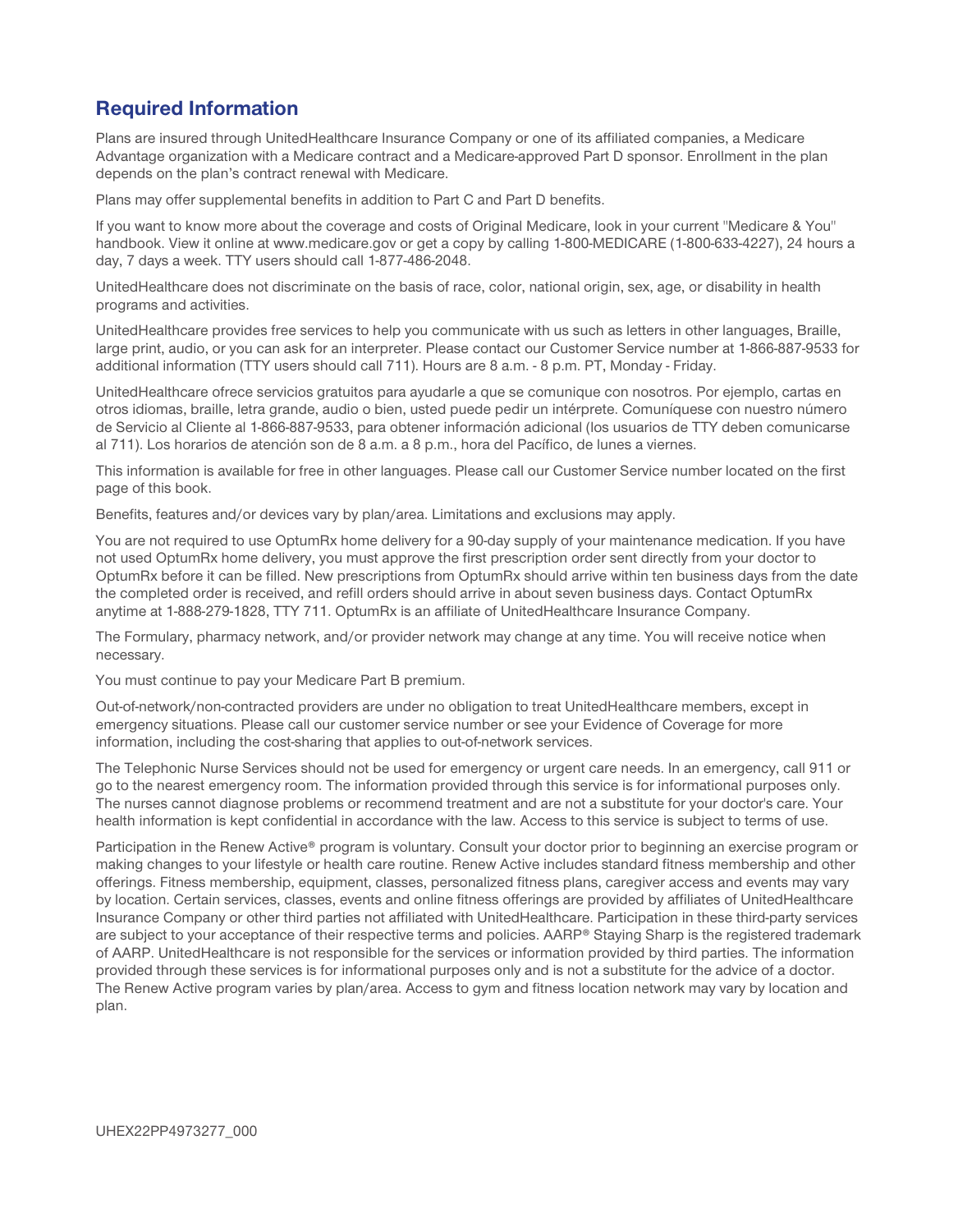## Required Information

Plans are insured through UnitedHealthcare Insurance Company or one of its affiliated companies, a Medicare Advantage organization with a Medicare contract and a Medicare-approved Part D sponsor. Enrollment in the plan depends on the plan's contract renewal with Medicare.

Plans may offer supplemental benefits in addition to Part C and Part D benefits.

If you want to know more about the coverage and costs of Original Medicare, look in your current "Medicare & You" handbook. View it online at www.medicare.gov or get a copy by calling 1-800-MEDICARE (1-800-633-4227), 24 hours a day, 7 days a week. TTY users should call 1-877-486-2048.

UnitedHealthcare does not discriminate on the basis of race, color, national origin, sex, age, or disability in health programs and activities.

UnitedHealthcare provides free services to help you communicate with us such as letters in other languages, Braille, large print, audio, or you can ask for an interpreter. Please contact our Customer Service number at 1-866-887-9533 for additional information (TTY users should call 711). Hours are 8 a.m. - 8 p.m. PT, Monday - Friday.

UnitedHealthcare ofrece servicios gratuitos para ayudarle a que se comunique con nosotros. Por ejemplo, cartas en otros idiomas, braille, letra grande, audio o bien, usted puede pedir un intérprete. Comuníquese con nuestro número de Servicio al Cliente al 1-866-887-9533, para obtener información adicional (los usuarios de TTY deben comunicarse al 711). Los horarios de atención son de 8 a.m. a 8 p.m., hora del Pacífico, de lunes a viernes.

This information is available for free in other languages. Please call our Customer Service number located on the first page of this book.

Benefits, features and/or devices vary by plan/area. Limitations and exclusions may apply.

You are not required to use OptumRx home delivery for a 90-day supply of your maintenance medication. If you have not used OptumRx home delivery, you must approve the first prescription order sent directly from your doctor to OptumRx before it can be filled. New prescriptions from OptumRx should arrive within ten business days from the date the completed order is received, and refill orders should arrive in about seven business days. Contact OptumRx anytime at 1-888-279-1828, TTY 711. OptumRx is an affiliate of UnitedHealthcare Insurance Company.

The Formulary, pharmacy network, and/or provider network may change at any time. You will receive notice when necessary.

You must continue to pay your Medicare Part B premium.

Out-of-network/non-contracted providers are under no obligation to treat UnitedHealthcare members, except in emergency situations. Please call our customer service number or see your Evidence of Coverage for more information, including the cost-sharing that applies to out-of-network services.

The Telephonic Nurse Services should not be used for emergency or urgent care needs. In an emergency, call 911 or go to the nearest emergency room. The information provided through this service is for informational purposes only. The nurses cannot diagnose problems or recommend treatment and are not a substitute for your doctor's care. Your health information is kept confidential in accordance with the law. Access to this service is subject to terms of use.

Participation in the Renew Active® program is voluntary. Consult your doctor prior to beginning an exercise program or making changes to your lifestyle or health care routine. Renew Active includes standard fitness membership and other offerings. Fitness membership, equipment, classes, personalized fitness plans, caregiver access and events may vary by location. Certain services, classes, events and online fitness offerings are provided by affiliates of UnitedHealthcare Insurance Company or other third parties not affiliated with UnitedHealthcare. Participation in these third-party services are subject to your acceptance of their respective terms and policies. AARP® Staying Sharp is the registered trademark of AARP. UnitedHealthcare is not responsible for the services or information provided by third parties. The information provided through these services is for informational purposes only and is not a substitute for the advice of a doctor. The Renew Active program varies by plan/area. Access to gym and fitness location network may vary by location and plan.

UHEX22PP4973277_000